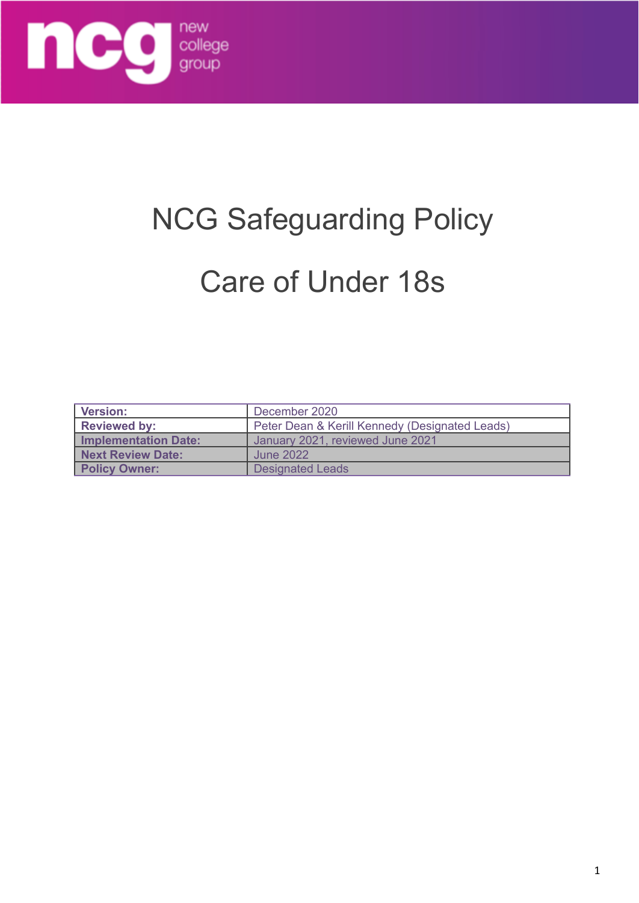ncg new college group

# NCG Safeguarding Policy

# Care of Under 18s

| Version: | December 2020 |
|---|---|
| Reviewed by: | Peter Dean & Kerill Kennedy (Designated Leads) |
| Implementation Date: | January 2021, reviewed June 2021 |
| Next Review Date: | June 2022 |
| Policy Owner: | Designated Leads |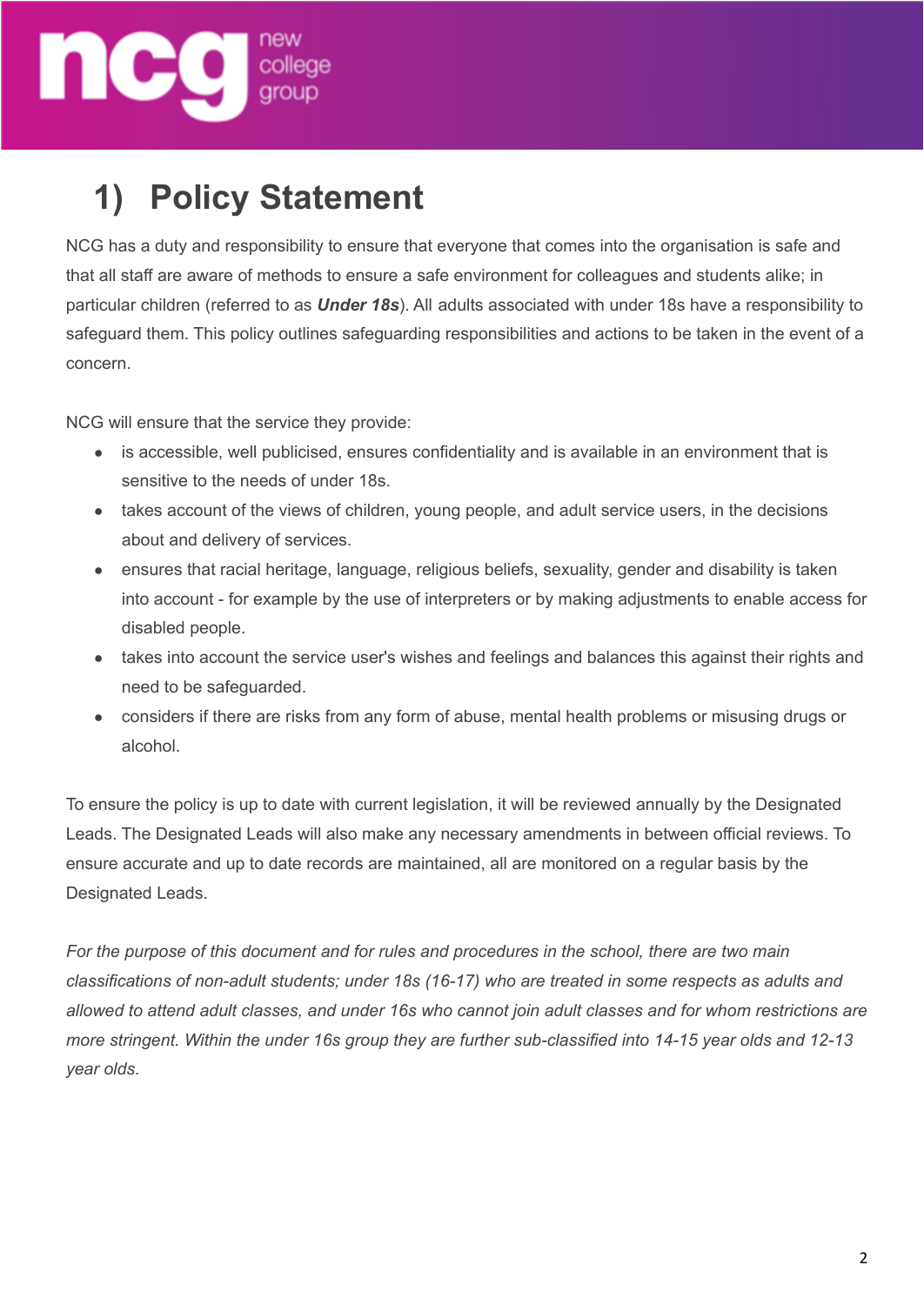# 1) Policy Statement

NCG has a duty and responsibility to ensure that everyone that comes into the organisation is safe and that all staff are aware of methods to ensure a safe environment for colleagues and students alike; in particular children (referred to as ***Under 18s***). All adults associated with under 18s have a responsibility to safeguard them. This policy outlines safeguarding responsibilities and actions to be taken in the event of a concern.

NCG will ensure that the service they provide:

- is accessible, well publicised, ensures confidentiality and is available in an environment that is sensitive to the needs of under 18s.
- takes account of the views of children, young people, and adult service users, in the decisions about and delivery of services.
- ensures that racial heritage, language, religious beliefs, sexuality, gender and disability is taken into account - for example by the use of interpreters or by making adjustments to enable access for disabled people.
- takes into account the service user's wishes and feelings and balances this against their rights and need to be safeguarded.
- considers if there are risks from any form of abuse, mental health problems or misusing drugs or alcohol.

To ensure the policy is up to date with current legislation, it will be reviewed annually by the Designated Leads. The Designated Leads will also make any necessary amendments in between official reviews. To ensure accurate and up to date records are maintained, all are monitored on a regular basis by the Designated Leads.

*For the purpose of this document and for rules and procedures in the school, there are two main classifications of non-adult students; under 18s (16-17) who are treated in some respects as adults and allowed to attend adult classes, and under 16s who cannot join adult classes and for whom restrictions are more stringent. Within the under 16s group they are further sub-classified into 14-15 year olds and 12-13 year olds.*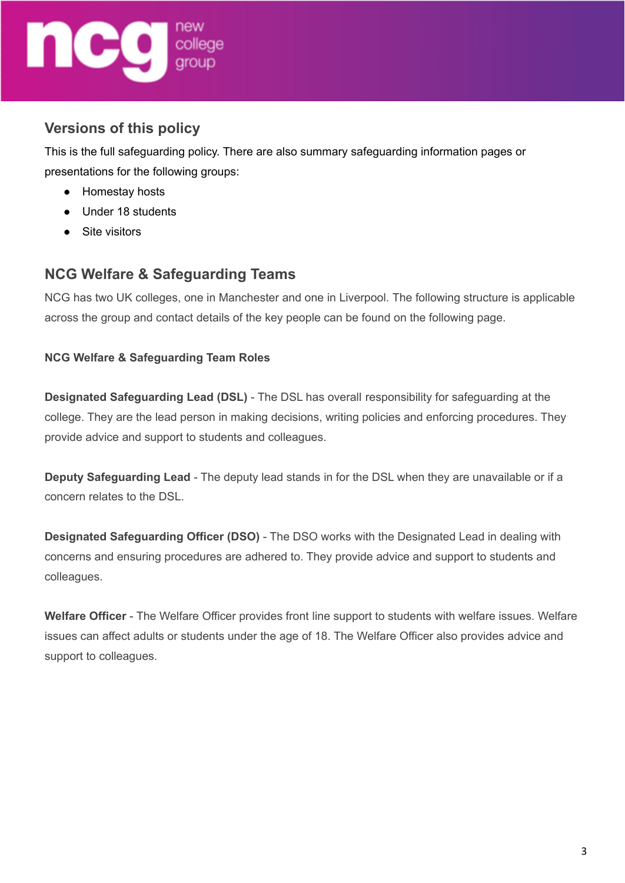## Versions of this policy

This is the full safeguarding policy. There are also summary safeguarding information pages or presentations for the following groups:

- Homestay hosts
- Under 18 students
- Site visitors

## NCG Welfare & Safeguarding Teams

NCG has two UK colleges, one in Manchester and one in Liverpool. The following structure is applicable across the group and contact details of the key people can be found on the following page.

### NCG Welfare & Safeguarding Team Roles

**Designated Safeguarding Lead (DSL)** - The DSL has overall responsibility for safeguarding at the college. They are the lead person in making decisions, writing policies and enforcing procedures. They provide advice and support to students and colleagues.

**Deputy Safeguarding Lead** - The deputy lead stands in for the DSL when they are unavailable or if a concern relates to the DSL.

**Designated Safeguarding Officer (DSO)** - The DSO works with the Designated Lead in dealing with concerns and ensuring procedures are adhered to. They provide advice and support to students and colleagues.

**Welfare Officer** - The Welfare Officer provides front line support to students with welfare issues. Welfare issues can affect adults or students under the age of 18. The Welfare Officer also provides advice and support to colleagues.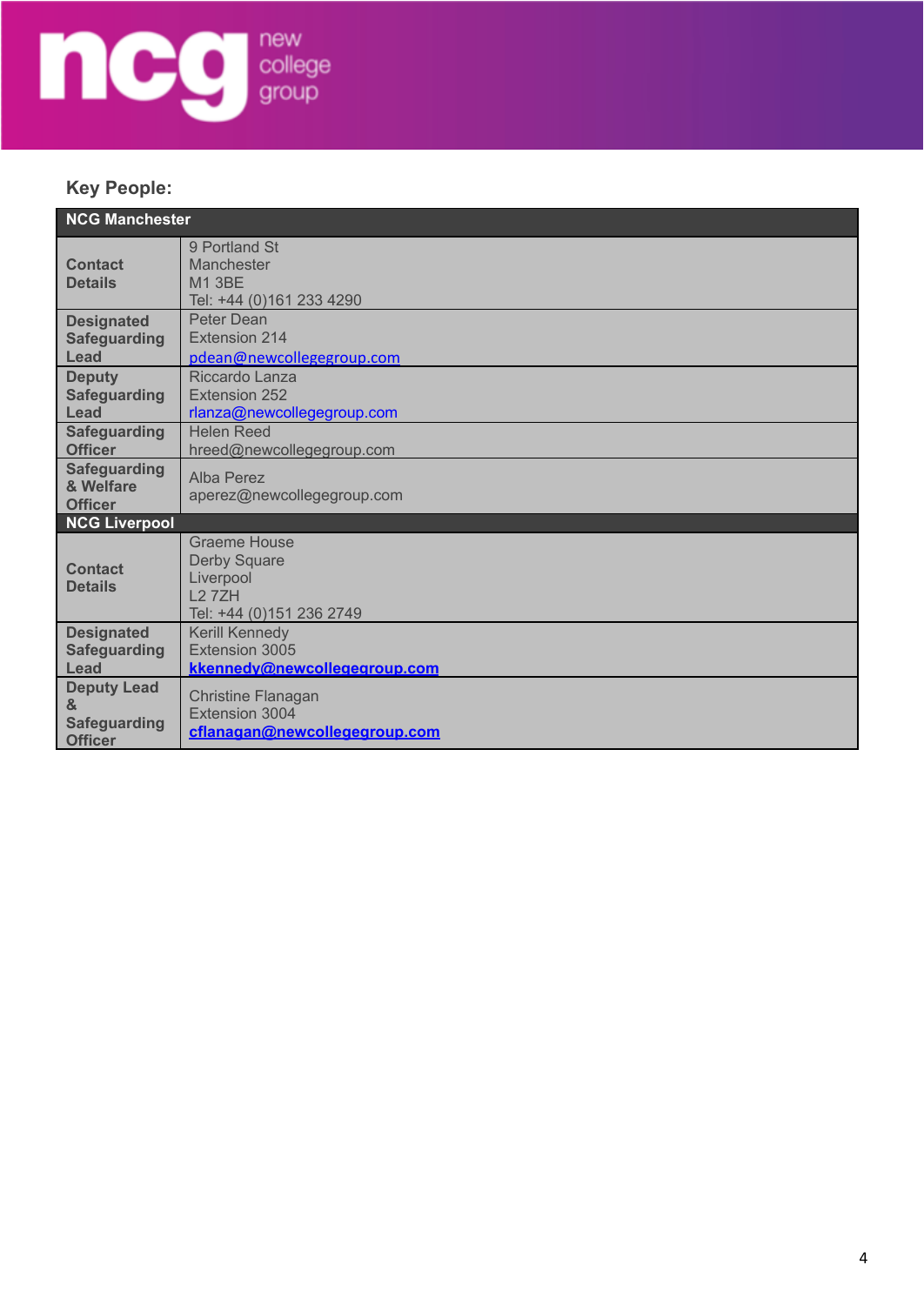## Key People:

| NCG Manchester | |
|---|---|
| **Contact Details** | 9 Portland St<br>Manchester<br>M1 3BE<br>Tel: +44 (0)161 233 4290 |
| **Designated Safeguarding Lead** | Peter Dean<br>Extension 214<br>pdean@newcollegegroup.com |
| **Deputy Safeguarding Lead** | Riccardo Lanza<br>Extension 252<br>rlanza@newcollegegroup.com |
| **Safeguarding Officer** | Helen Reed<br>hreed@newcollegegroup.com |
| **Safeguarding & Welfare Officer** | Alba Perez<br>aperez@newcollegegroup.com |
| **NCG Liverpool** | |
| **Contact Details** | Graeme House<br>Derby Square<br>Liverpool<br>L2 7ZH<br>Tel: +44 (0)151 236 2749 |
| **Designated Safeguarding Lead** | Kerill Kennedy<br>Extension 3005<br>**kkennedy@newcollegegroup.com** |
| **Deputy Lead & Safeguarding Officer** | Christine Flanagan<br>Extension 3004<br>**cflanagan@newcollegegroup.com** |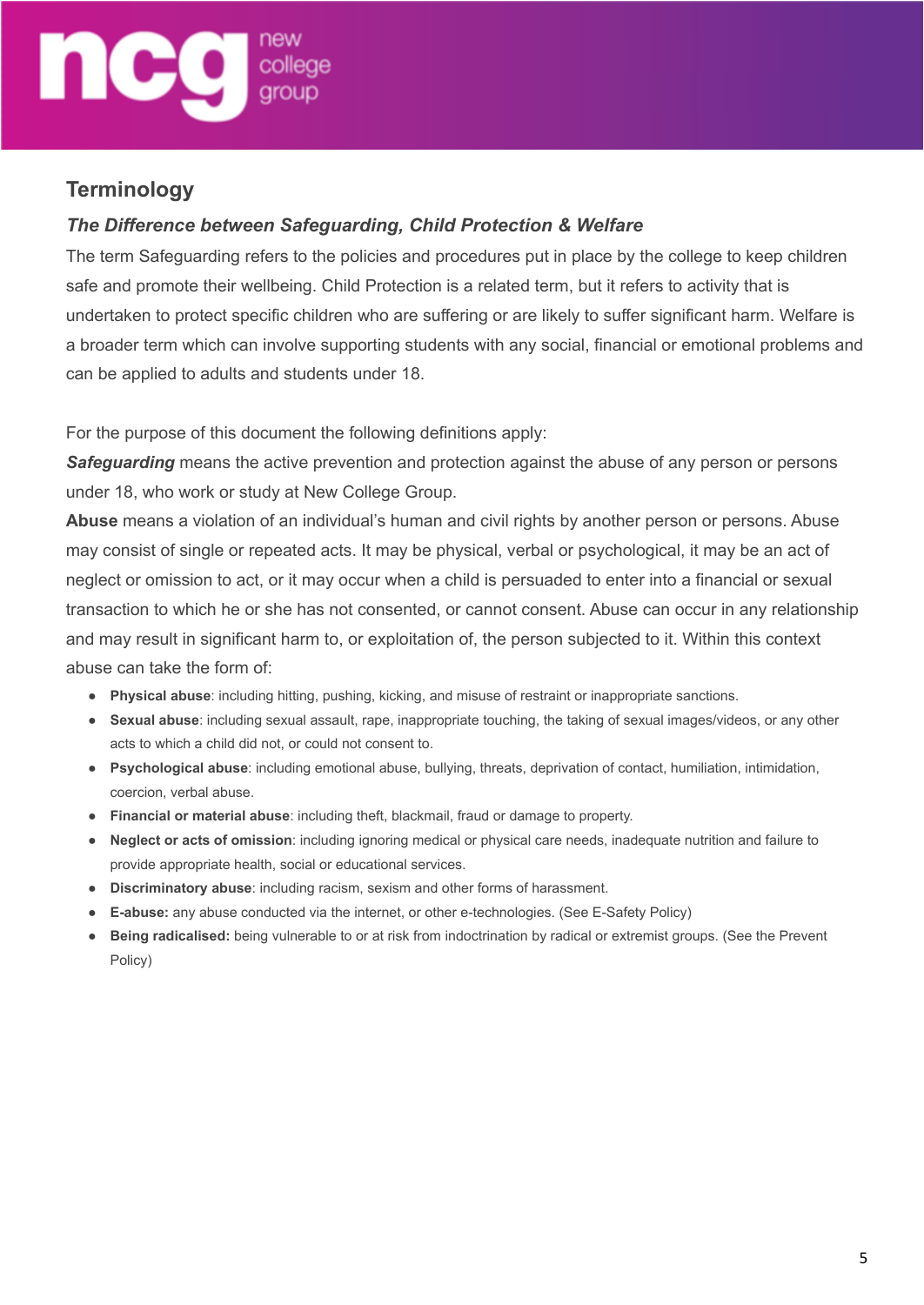## Terminology

### *The Difference between Safeguarding, Child Protection & Welfare*

The term Safeguarding refers to the policies and procedures put in place by the college to keep children safe and promote their wellbeing. Child Protection is a related term, but it refers to activity that is undertaken to protect specific children who are suffering or are likely to suffer significant harm. Welfare is a broader term which can involve supporting students with any social, financial or emotional problems and can be applied to adults and students under 18.

For the purpose of this document the following definitions apply:

***Safeguarding*** means the active prevention and protection against the abuse of any person or persons under 18, who work or study at New College Group.

**Abuse** means a violation of an individual's human and civil rights by another person or persons. Abuse may consist of single or repeated acts. It may be physical, verbal or psychological, it may be an act of neglect or omission to act, or it may occur when a child is persuaded to enter into a financial or sexual transaction to which he or she has not consented, or cannot consent. Abuse can occur in any relationship and may result in significant harm to, or exploitation of, the person subjected to it. Within this context abuse can take the form of:

- **Physical abuse**: including hitting, pushing, kicking, and misuse of restraint or inappropriate sanctions.
- **Sexual abuse**: including sexual assault, rape, inappropriate touching, the taking of sexual images/videos, or any other acts to which a child did not, or could not consent to.
- **Psychological abuse**: including emotional abuse, bullying, threats, deprivation of contact, humiliation, intimidation, coercion, verbal abuse.
- **Financial or material abuse**: including theft, blackmail, fraud or damage to property.
- **Neglect or acts of omission**: including ignoring medical or physical care needs, inadequate nutrition and failure to provide appropriate health, social or educational services.
- **Discriminatory abuse**: including racism, sexism and other forms of harassment.
- **E-abuse:** any abuse conducted via the internet, or other e-technologies. (See E-Safety Policy)
- **Being radicalised:** being vulnerable to or at risk from indoctrination by radical or extremist groups. (See the Prevent Policy)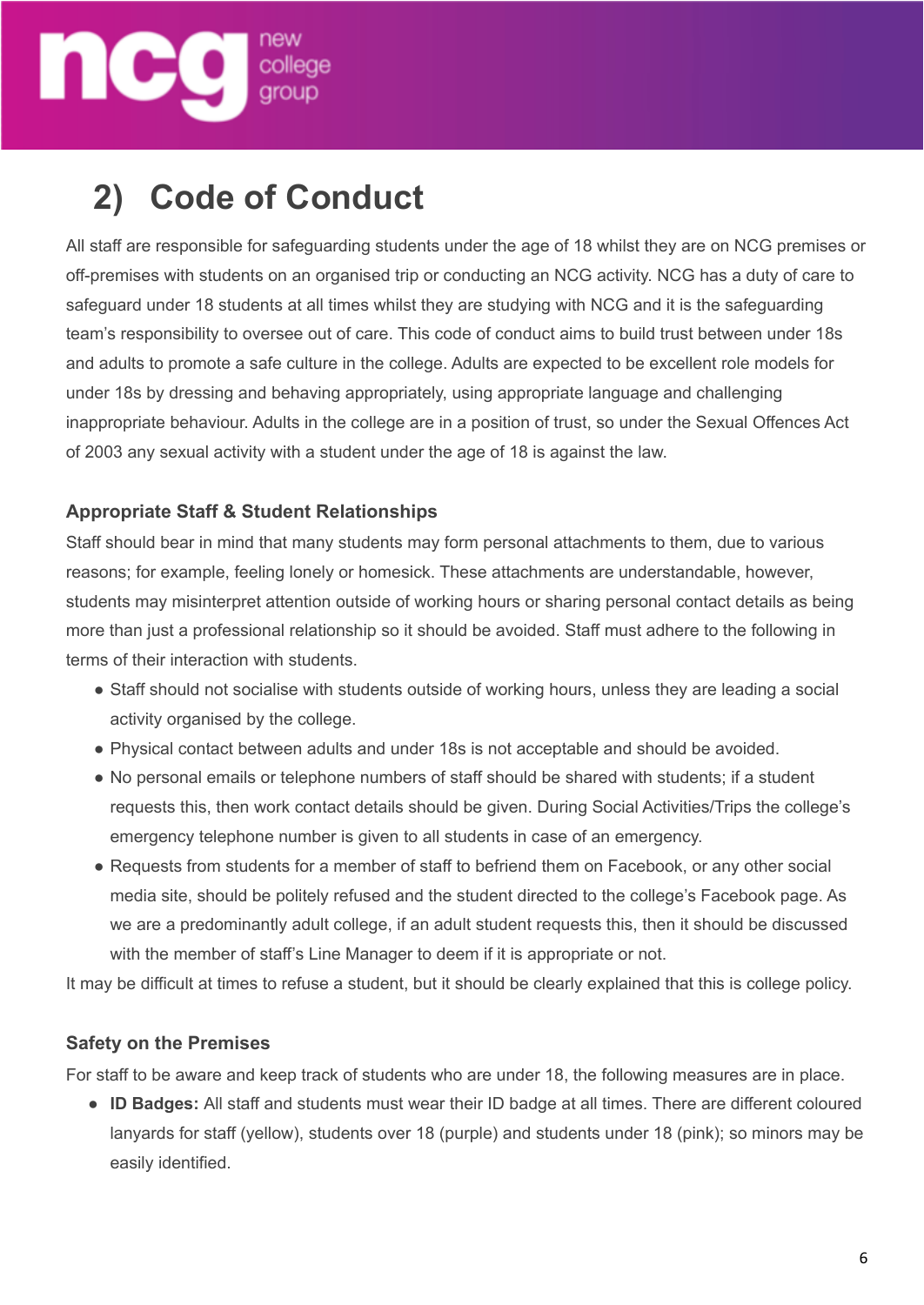## 2) Code of Conduct

All staff are responsible for safeguarding students under the age of 18 whilst they are on NCG premises or off-premises with students on an organised trip or conducting an NCG activity. NCG has a duty of care to safeguard under 18 students at all times whilst they are studying with NCG and it is the safeguarding team's responsibility to oversee out of care. This code of conduct aims to build trust between under 18s and adults to promote a safe culture in the college. Adults are expected to be excellent role models for under 18s by dressing and behaving appropriately, using appropriate language and challenging inappropriate behaviour. Adults in the college are in a position of trust, so under the Sexual Offences Act of 2003 any sexual activity with a student under the age of 18 is against the law.

### Appropriate Staff & Student Relationships

Staff should bear in mind that many students may form personal attachments to them, due to various reasons; for example, feeling lonely or homesick. These attachments are understandable, however, students may misinterpret attention outside of working hours or sharing personal contact details as being more than just a professional relationship so it should be avoided. Staff must adhere to the following in terms of their interaction with students.

- Staff should not socialise with students outside of working hours, unless they are leading a social activity organised by the college.
- Physical contact between adults and under 18s is not acceptable and should be avoided.
- No personal emails or telephone numbers of staff should be shared with students; if a student requests this, then work contact details should be given. During Social Activities/Trips the college's emergency telephone number is given to all students in case of an emergency.
- Requests from students for a member of staff to befriend them on Facebook, or any other social media site, should be politely refused and the student directed to the college's Facebook page. As we are a predominantly adult college, if an adult student requests this, then it should be discussed with the member of staff's Line Manager to deem if it is appropriate or not.

It may be difficult at times to refuse a student, but it should be clearly explained that this is college policy.

### Safety on the Premises

For staff to be aware and keep track of students who are under 18, the following measures are in place.

- **ID Badges:** All staff and students must wear their ID badge at all times. There are different coloured lanyards for staff (yellow), students over 18 (purple) and students under 18 (pink); so minors may be easily identified.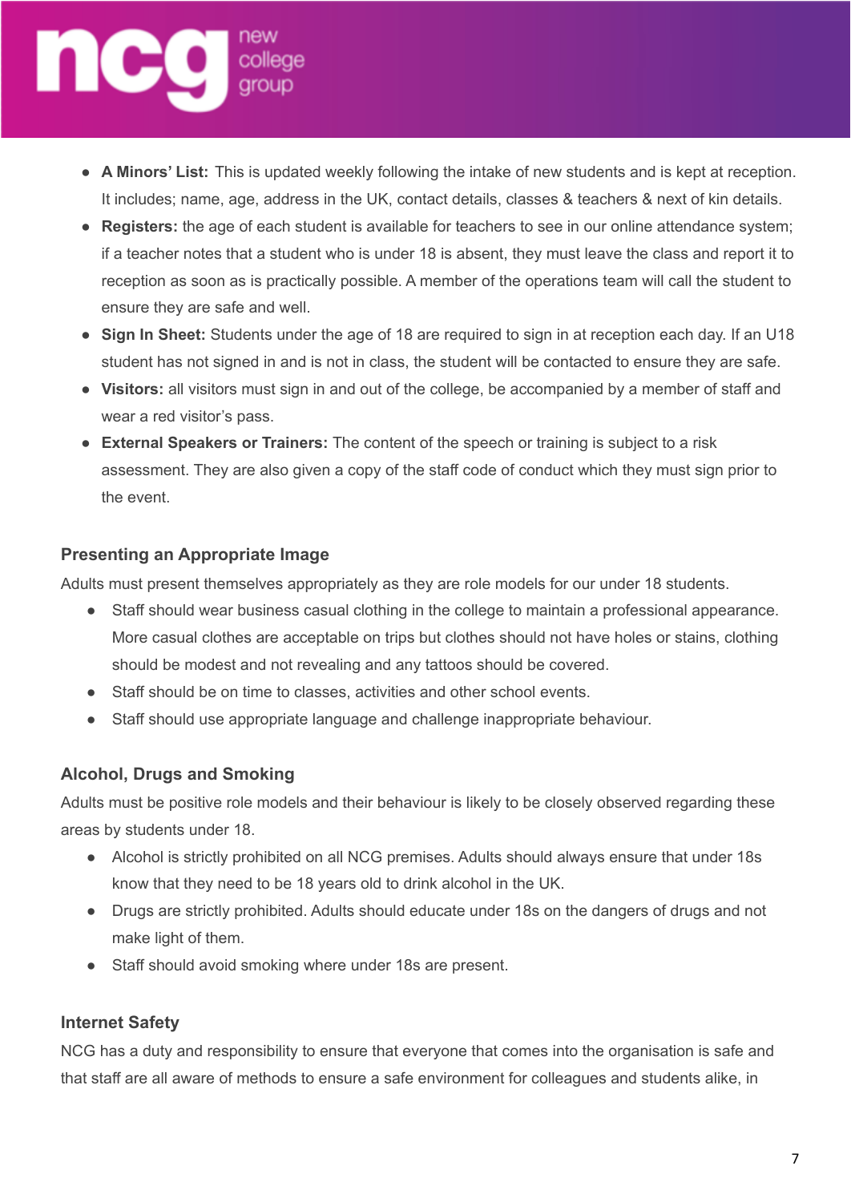- **A Minors' List:** This is updated weekly following the intake of new students and is kept at reception. It includes; name, age, address in the UK, contact details, classes & teachers & next of kin details.
- **Registers:** the age of each student is available for teachers to see in our online attendance system; if a teacher notes that a student who is under 18 is absent, they must leave the class and report it to reception as soon as is practically possible. A member of the operations team will call the student to ensure they are safe and well.
- **Sign In Sheet:** Students under the age of 18 are required to sign in at reception each day. If an U18 student has not signed in and is not in class, the student will be contacted to ensure they are safe.
- **Visitors:** all visitors must sign in and out of the college, be accompanied by a member of staff and wear a red visitor's pass.
- **External Speakers or Trainers:** The content of the speech or training is subject to a risk assessment. They are also given a copy of the staff code of conduct which they must sign prior to the event.

### Presenting an Appropriate Image

Adults must present themselves appropriately as they are role models for our under 18 students.

- Staff should wear business casual clothing in the college to maintain a professional appearance. More casual clothes are acceptable on trips but clothes should not have holes or stains, clothing should be modest and not revealing and any tattoos should be covered.
- Staff should be on time to classes, activities and other school events.
- Staff should use appropriate language and challenge inappropriate behaviour.

### Alcohol, Drugs and Smoking

Adults must be positive role models and their behaviour is likely to be closely observed regarding these areas by students under 18.

- Alcohol is strictly prohibited on all NCG premises. Adults should always ensure that under 18s know that they need to be 18 years old to drink alcohol in the UK.
- Drugs are strictly prohibited. Adults should educate under 18s on the dangers of drugs and not make light of them.
- Staff should avoid smoking where under 18s are present.

### Internet Safety

NCG has a duty and responsibility to ensure that everyone that comes into the organisation is safe and that staff are all aware of methods to ensure a safe environment for colleagues and students alike, in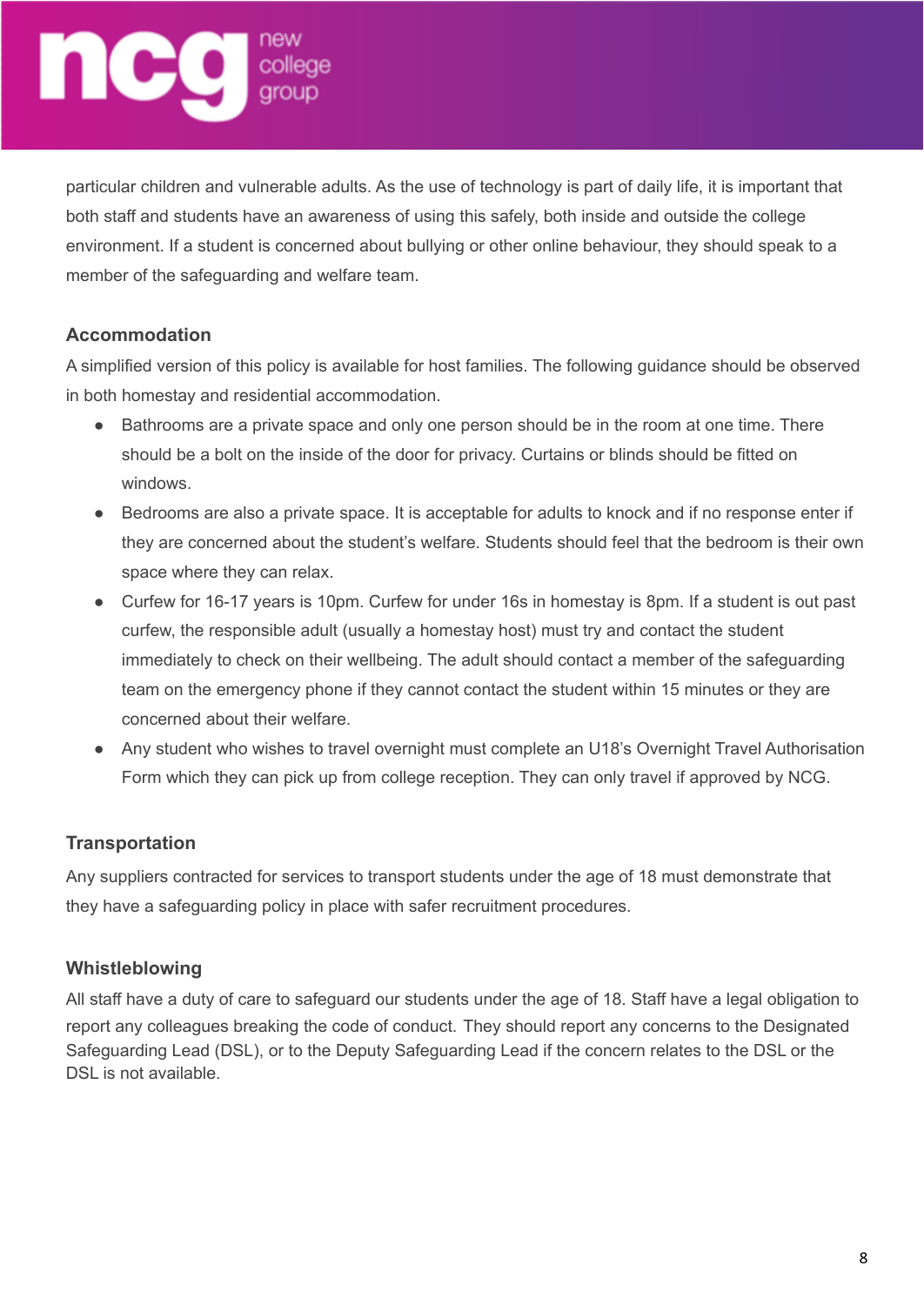particular children and vulnerable adults. As the use of technology is part of daily life, it is important that both staff and students have an awareness of using this safely, both inside and outside the college environment. If a student is concerned about bullying or other online behaviour, they should speak to a member of the safeguarding and welfare team.

### Accommodation

A simplified version of this policy is available for host families. The following guidance should be observed in both homestay and residential accommodation.

- Bathrooms are a private space and only one person should be in the room at one time. There should be a bolt on the inside of the door for privacy. Curtains or blinds should be fitted on windows.
- Bedrooms are also a private space. It is acceptable for adults to knock and if no response enter if they are concerned about the student's welfare. Students should feel that the bedroom is their own space where they can relax.
- Curfew for 16-17 years is 10pm. Curfew for under 16s in homestay is 8pm. If a student is out past curfew, the responsible adult (usually a homestay host) must try and contact the student immediately to check on their wellbeing. The adult should contact a member of the safeguarding team on the emergency phone if they cannot contact the student within 15 minutes or they are concerned about their welfare.
- Any student who wishes to travel overnight must complete an U18's Overnight Travel Authorisation Form which they can pick up from college reception. They can only travel if approved by NCG.

### Transportation

Any suppliers contracted for services to transport students under the age of 18 must demonstrate that they have a safeguarding policy in place with safer recruitment procedures.

### Whistleblowing

All staff have a duty of care to safeguard our students under the age of 18. Staff have a legal obligation to report any colleagues breaking the code of conduct. They should report any concerns to the Designated Safeguarding Lead (DSL), or to the Deputy Safeguarding Lead if the concern relates to the DSL or the DSL is not available.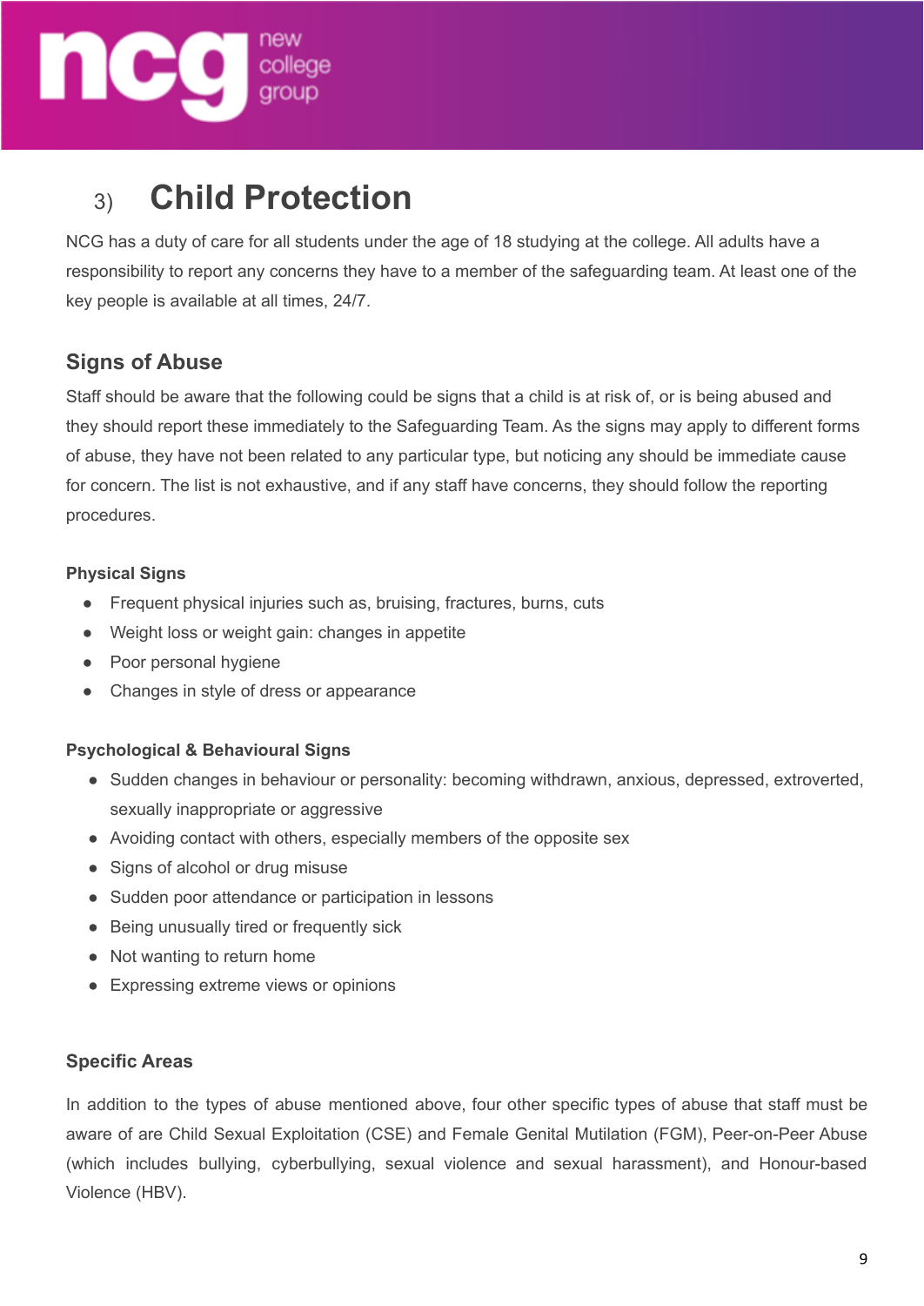## 3) Child Protection

NCG has a duty of care for all students under the age of 18 studying at the college. All adults have a responsibility to report any concerns they have to a member of the safeguarding team. At least one of the key people is available at all times, 24/7.

### Signs of Abuse

Staff should be aware that the following could be signs that a child is at risk of, or is being abused and they should report these immediately to the Safeguarding Team. As the signs may apply to different forms of abuse, they have not been related to any particular type, but noticing any should be immediate cause for concern. The list is not exhaustive, and if any staff have concerns, they should follow the reporting procedures.

**Physical Signs**

- Frequent physical injuries such as, bruising, fractures, burns, cuts
- Weight loss or weight gain: changes in appetite
- Poor personal hygiene
- Changes in style of dress or appearance

**Psychological & Behavioural Signs**

- Sudden changes in behaviour or personality: becoming withdrawn, anxious, depressed, extroverted, sexually inappropriate or aggressive
- Avoiding contact with others, especially members of the opposite sex
- Signs of alcohol or drug misuse
- Sudden poor attendance or participation in lessons
- Being unusually tired or frequently sick
- Not wanting to return home
- Expressing extreme views or opinions

**Specific Areas**

In addition to the types of abuse mentioned above, four other specific types of abuse that staff must be aware of are Child Sexual Exploitation (CSE) and Female Genital Mutilation (FGM), Peer-on-Peer Abuse (which includes bullying, cyberbullying, sexual violence and sexual harassment), and Honour-based Violence (HBV).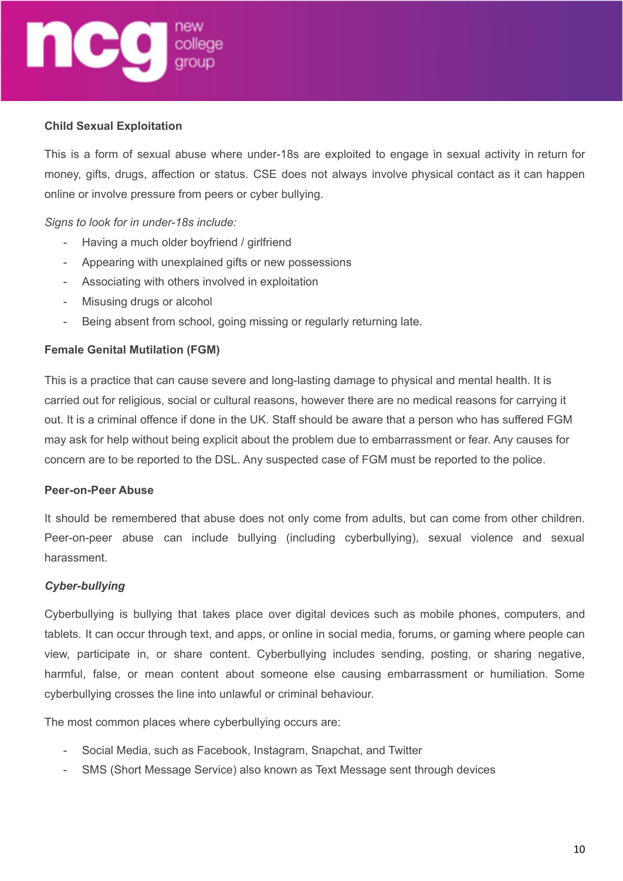**Child Sexual Exploitation**

This is a form of sexual abuse where under-18s are exploited to engage in sexual activity in return for money, gifts, drugs, affection or status. CSE does not always involve physical contact as it can happen online or involve pressure from peers or cyber bullying.

*Signs to look for in under-18s include:*

- Having a much older boyfriend / girlfriend
- Appearing with unexplained gifts or new possessions
- Associating with others involved in exploitation
- Misusing drugs or alcohol
- Being absent from school, going missing or regularly returning late.

**Female Genital Mutilation (FGM)**

This is a practice that can cause severe and long-lasting damage to physical and mental health. It is carried out for religious, social or cultural reasons, however there are no medical reasons for carrying it out. It is a criminal offence if done in the UK. Staff should be aware that a person who has suffered FGM may ask for help without being explicit about the problem due to embarrassment or fear. Any causes for concern are to be reported to the DSL. Any suspected case of FGM must be reported to the police.

**Peer-on-Peer Abuse**

It should be remembered that abuse does not only come from adults, but can come from other children. Peer-on-peer abuse can include bullying (including cyberbullying), sexual violence and sexual harassment.

***Cyber-bullying***

Cyberbullying is bullying that takes place over digital devices such as mobile phones, computers, and tablets. It can occur through text, and apps, or online in social media, forums, or gaming where people can view, participate in, or share content. Cyberbullying includes sending, posting, or sharing negative, harmful, false, or mean content about someone else causing embarrassment or humiliation. Some cyberbullying crosses the line into unlawful or criminal behaviour.

The most common places where cyberbullying occurs are:

- Social Media, such as Facebook, Instagram, Snapchat, and Twitter
- SMS (Short Message Service) also known as Text Message sent through devices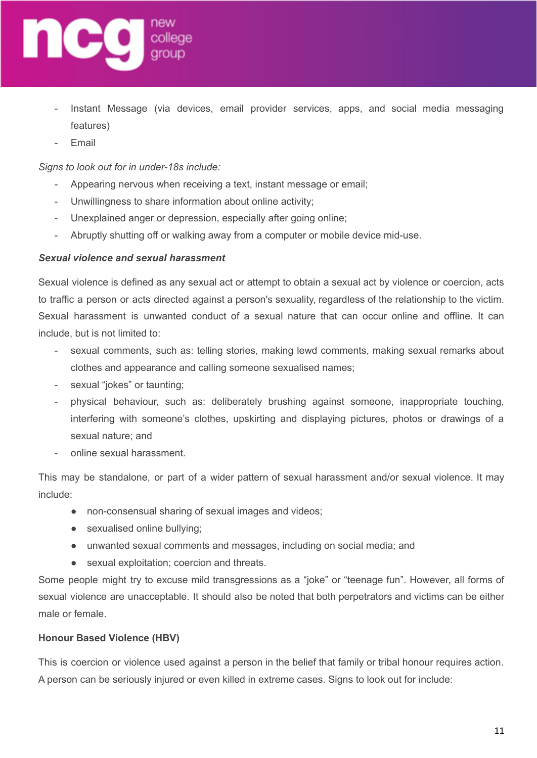- Instant Message (via devices, email provider services, apps, and social media messaging features)
- Email

*Signs to look out for in under-18s include:*

- Appearing nervous when receiving a text, instant message or email;
- Unwillingness to share information about online activity;
- Unexplained anger or depression, especially after going online;
- Abruptly shutting off or walking away from a computer or mobile device mid-use.

***Sexual violence and sexual harassment***

Sexual violence is defined as any sexual act or attempt to obtain a sexual act by violence or coercion, acts to traffic a person or acts directed against a person's sexuality, regardless of the relationship to the victim. Sexual harassment is unwanted conduct of a sexual nature that can occur online and offline. It can include, but is not limited to:

- sexual comments, such as: telling stories, making lewd comments, making sexual remarks about clothes and appearance and calling someone sexualised names;
- sexual "jokes" or taunting;
- physical behaviour, such as: deliberately brushing against someone, inappropriate touching, interfering with someone's clothes, upskirting and displaying pictures, photos or drawings of a sexual nature; and
- online sexual harassment.

This may be standalone, or part of a wider pattern of sexual harassment and/or sexual violence. It may include:

- non-consensual sharing of sexual images and videos;
- sexualised online bullying;
- unwanted sexual comments and messages, including on social media; and
- sexual exploitation; coercion and threats.

Some people might try to excuse mild transgressions as a "joke" or "teenage fun". However, all forms of sexual violence are unacceptable. It should also be noted that both perpetrators and victims can be either male or female.

**Honour Based Violence (HBV)**

This is coercion or violence used against a person in the belief that family or tribal honour requires action. A person can be seriously injured or even killed in extreme cases. Signs to look out for include: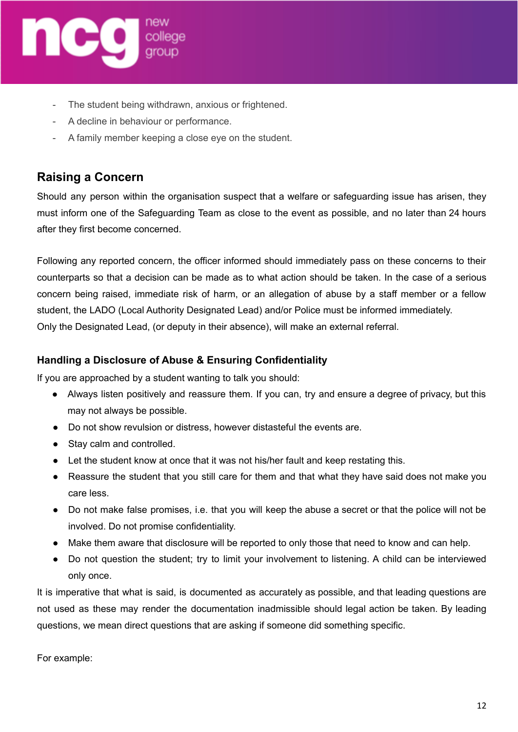- The student being withdrawn, anxious or frightened.
- A decline in behaviour or performance.
- A family member keeping a close eye on the student.

## Raising a Concern

Should any person within the organisation suspect that a welfare or safeguarding issue has arisen, they must inform one of the Safeguarding Team as close to the event as possible, and no later than 24 hours after they first become concerned.

Following any reported concern, the officer informed should immediately pass on these concerns to their counterparts so that a decision can be made as to what action should be taken. In the case of a serious concern being raised, immediate risk of harm, or an allegation of abuse by a staff member or a fellow student, the LADO (Local Authority Designated Lead) and/or Police must be informed immediately.
Only the Designated Lead, (or deputy in their absence), will make an external referral.

### Handling a Disclosure of Abuse & Ensuring Confidentiality

If you are approached by a student wanting to talk you should:

- Always listen positively and reassure them. If you can, try and ensure a degree of privacy, but this may not always be possible.
- Do not show revulsion or distress, however distasteful the events are.
- Stay calm and controlled.
- Let the student know at once that it was not his/her fault and keep restating this.
- Reassure the student that you still care for them and that what they have said does not make you care less.
- Do not make false promises, i.e. that you will keep the abuse a secret or that the police will not be involved. Do not promise confidentiality.
- Make them aware that disclosure will be reported to only those that need to know and can help.
- Do not question the student; try to limit your involvement to listening. A child can be interviewed only once.

It is imperative that what is said, is documented as accurately as possible, and that leading questions are not used as these may render the documentation inadmissible should legal action be taken. By leading questions, we mean direct questions that are asking if someone did something specific.

For example: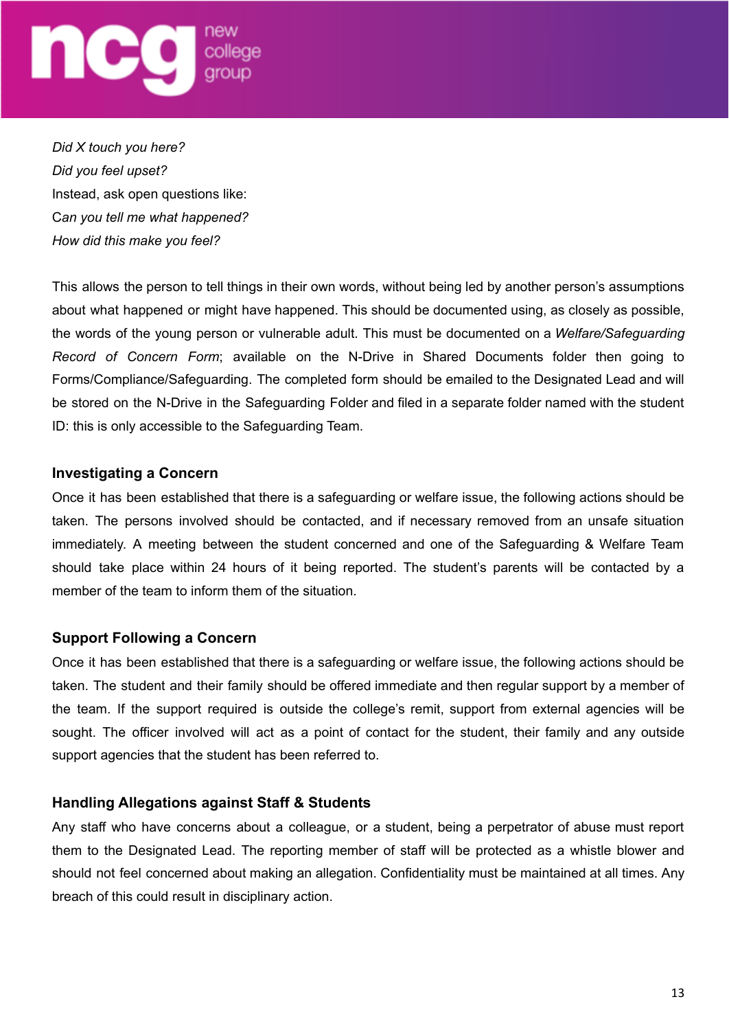*Did X touch you here?*

*Did you feel upset?*

Instead, ask open questions like:

C*an you tell me what happened?*

*How did this make you feel?*

This allows the person to tell things in their own words, without being led by another person's assumptions about what happened or might have happened. This should be documented using, as closely as possible, the words of the young person or vulnerable adult. This must be documented on a *Welfare/Safeguarding Record of Concern Form*; available on the N-Drive in Shared Documents folder then going to Forms/Compliance/Safeguarding. The completed form should be emailed to the Designated Lead and will be stored on the N-Drive in the Safeguarding Folder and filed in a separate folder named with the student ID: this is only accessible to the Safeguarding Team.

### Investigating a Concern

Once it has been established that there is a safeguarding or welfare issue, the following actions should be taken. The persons involved should be contacted, and if necessary removed from an unsafe situation immediately. A meeting between the student concerned and one of the Safeguarding & Welfare Team should take place within 24 hours of it being reported. The student's parents will be contacted by a member of the team to inform them of the situation.

### Support Following a Concern

Once it has been established that there is a safeguarding or welfare issue, the following actions should be taken. The student and their family should be offered immediate and then regular support by a member of the team. If the support required is outside the college's remit, support from external agencies will be sought. The officer involved will act as a point of contact for the student, their family and any outside support agencies that the student has been referred to.

### Handling Allegations against Staff & Students

Any staff who have concerns about a colleague, or a student, being a perpetrator of abuse must report them to the Designated Lead. The reporting member of staff will be protected as a whistle blower and should not feel concerned about making an allegation. Confidentiality must be maintained at all times. Any breach of this could result in disciplinary action.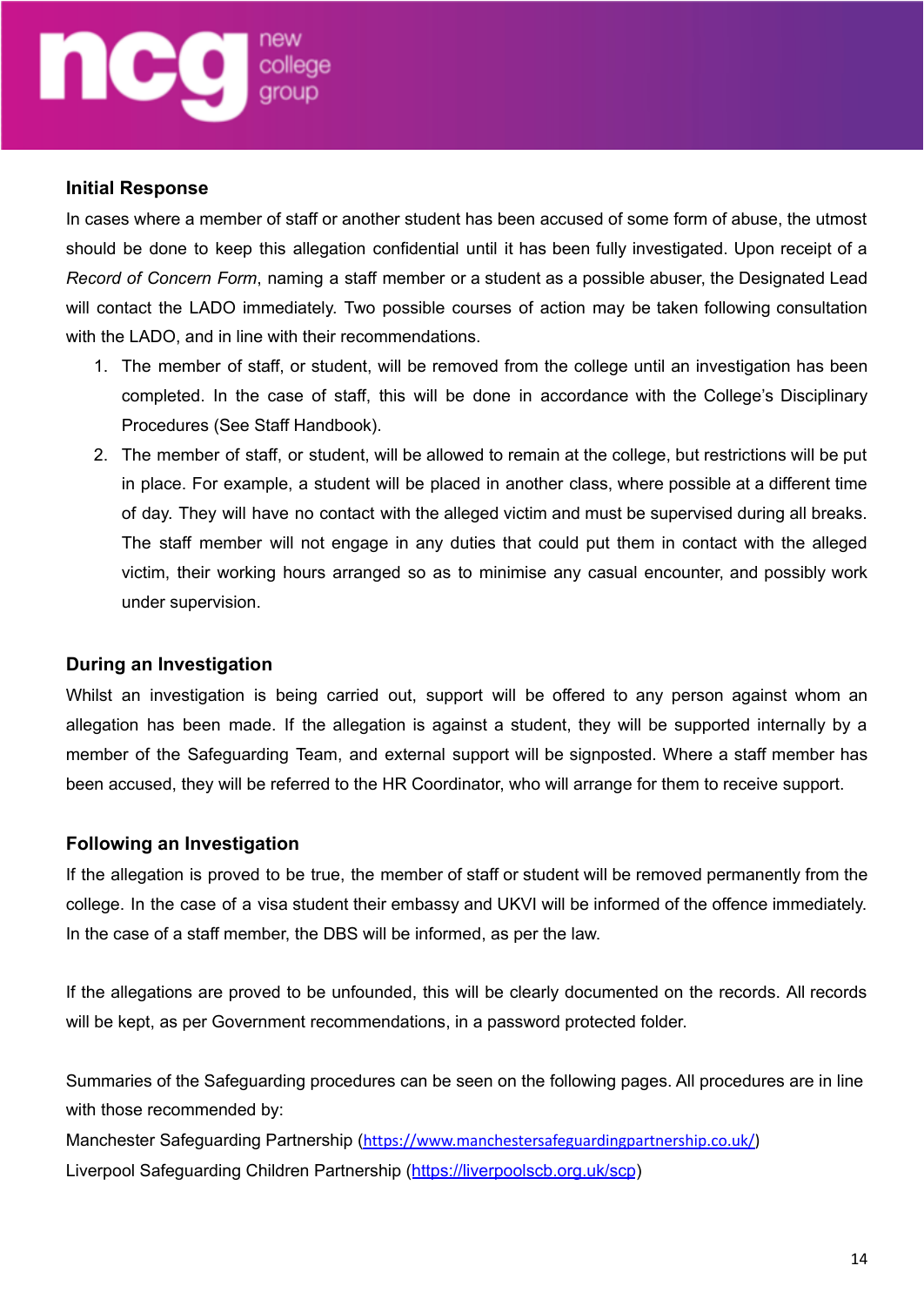### Initial Response

In cases where a member of staff or another student has been accused of some form of abuse, the utmost should be done to keep this allegation confidential until it has been fully investigated. Upon receipt of a *Record of Concern Form*, naming a staff member or a student as a possible abuser, the Designated Lead will contact the LADO immediately. Two possible courses of action may be taken following consultation with the LADO, and in line with their recommendations.

1. The member of staff, or student, will be removed from the college until an investigation has been completed. In the case of staff, this will be done in accordance with the College's Disciplinary Procedures (See Staff Handbook).
2. The member of staff, or student, will be allowed to remain at the college, but restrictions will be put in place. For example, a student will be placed in another class, where possible at a different time of day. They will have no contact with the alleged victim and must be supervised during all breaks. The staff member will not engage in any duties that could put them in contact with the alleged victim, their working hours arranged so as to minimise any casual encounter, and possibly work under supervision.

### During an Investigation

Whilst an investigation is being carried out, support will be offered to any person against whom an allegation has been made. If the allegation is against a student, they will be supported internally by a member of the Safeguarding Team, and external support will be signposted. Where a staff member has been accused, they will be referred to the HR Coordinator, who will arrange for them to receive support.

### Following an Investigation

If the allegation is proved to be true, the member of staff or student will be removed permanently from the college. In the case of a visa student their embassy and UKVI will be informed of the offence immediately. In the case of a staff member, the DBS will be informed, as per the law.

If the allegations are proved to be unfounded, this will be clearly documented on the records. All records will be kept, as per Government recommendations, in a password protected folder.

Summaries of the Safeguarding procedures can be seen on the following pages. All procedures are in line with those recommended by:

Manchester Safeguarding Partnership (https://www.manchestersafeguardingpartnership.co.uk/)

Liverpool Safeguarding Children Partnership (https://liverpoolscb.org.uk/scp)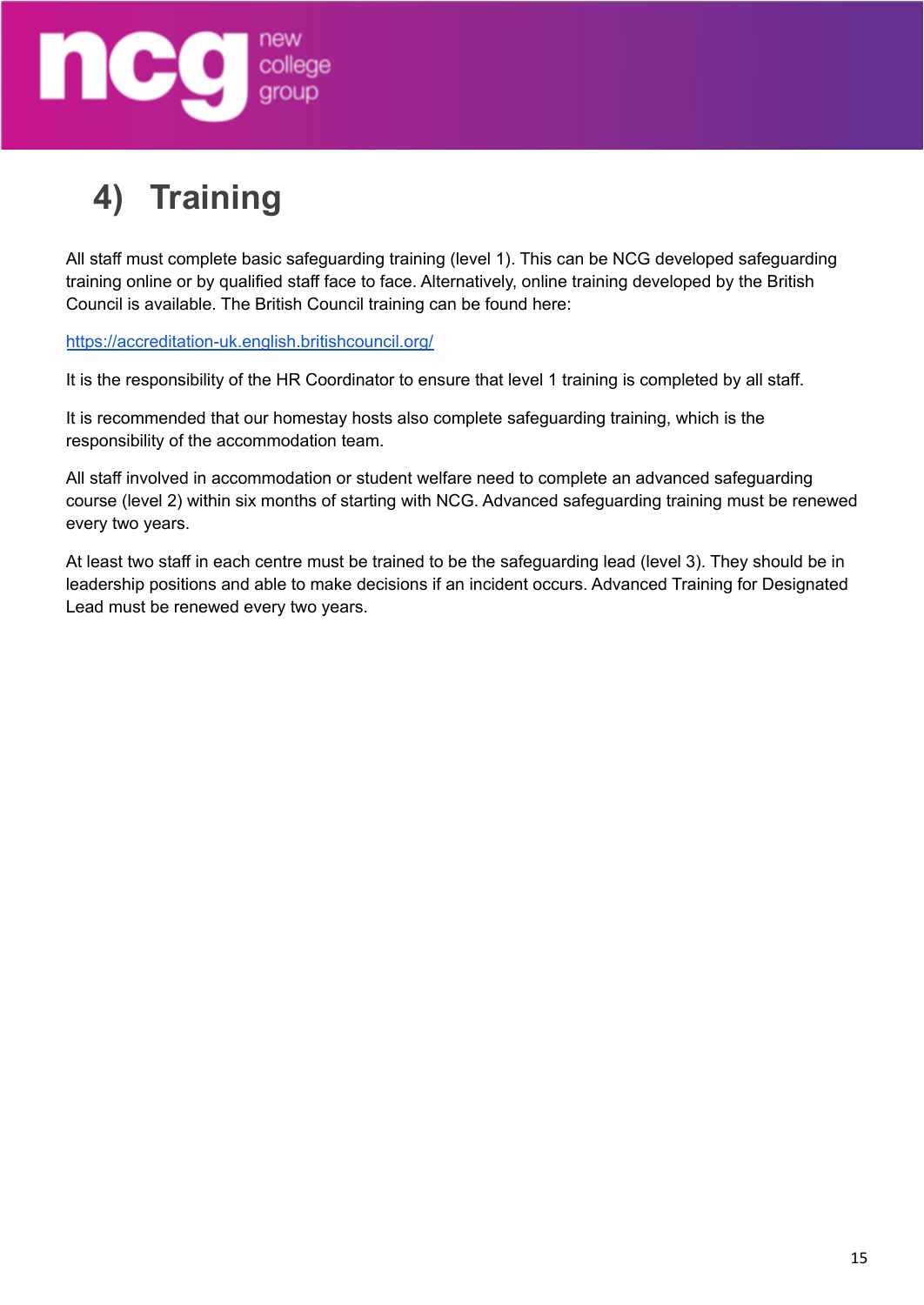## 4) Training

All staff must complete basic safeguarding training (level 1). This can be NCG developed safeguarding training online or by qualified staff face to face. Alternatively, online training developed by the British Council is available. The British Council training can be found here:

[https://accreditation-uk.english.britishcouncil.org/](https://accreditation-uk.english.britishcouncil.org/)

It is the responsibility of the HR Coordinator to ensure that level 1 training is completed by all staff.

It is recommended that our homestay hosts also complete safeguarding training, which is the responsibility of the accommodation team.

All staff involved in accommodation or student welfare need to complete an advanced safeguarding course (level 2) within six months of starting with NCG. Advanced safeguarding training must be renewed every two years.

At least two staff in each centre must be trained to be the safeguarding lead (level 3). They should be in leadership positions and able to make decisions if an incident occurs. Advanced Training for Designated Lead must be renewed every two years.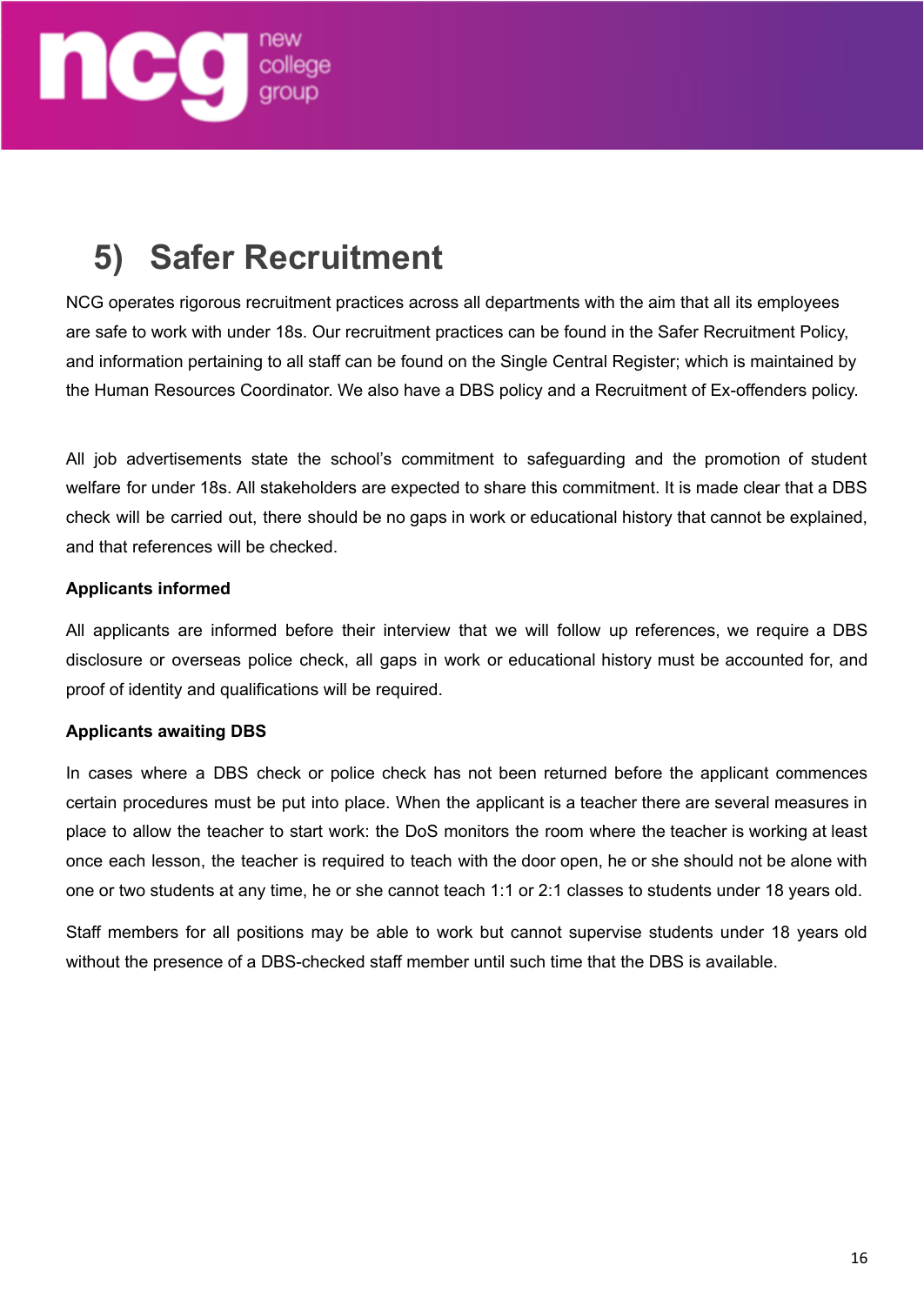# 5) Safer Recruitment

NCG operates rigorous recruitment practices across all departments with the aim that all its employees are safe to work with under 18s. Our recruitment practices can be found in the Safer Recruitment Policy, and information pertaining to all staff can be found on the Single Central Register; which is maintained by the Human Resources Coordinator. We also have a DBS policy and a Recruitment of Ex-offenders policy.

All job advertisements state the school's commitment to safeguarding and the promotion of student welfare for under 18s. All stakeholders are expected to share this commitment. It is made clear that a DBS check will be carried out, there should be no gaps in work or educational history that cannot be explained, and that references will be checked.

**Applicants informed**

All applicants are informed before their interview that we will follow up references, we require a DBS disclosure or overseas police check, all gaps in work or educational history must be accounted for, and proof of identity and qualifications will be required.

**Applicants awaiting DBS**

In cases where a DBS check or police check has not been returned before the applicant commences certain procedures must be put into place. When the applicant is a teacher there are several measures in place to allow the teacher to start work: the DoS monitors the room where the teacher is working at least once each lesson, the teacher is required to teach with the door open, he or she should not be alone with one or two students at any time, he or she cannot teach 1:1 or 2:1 classes to students under 18 years old.

Staff members for all positions may be able to work but cannot supervise students under 18 years old without the presence of a DBS-checked staff member until such time that the DBS is available.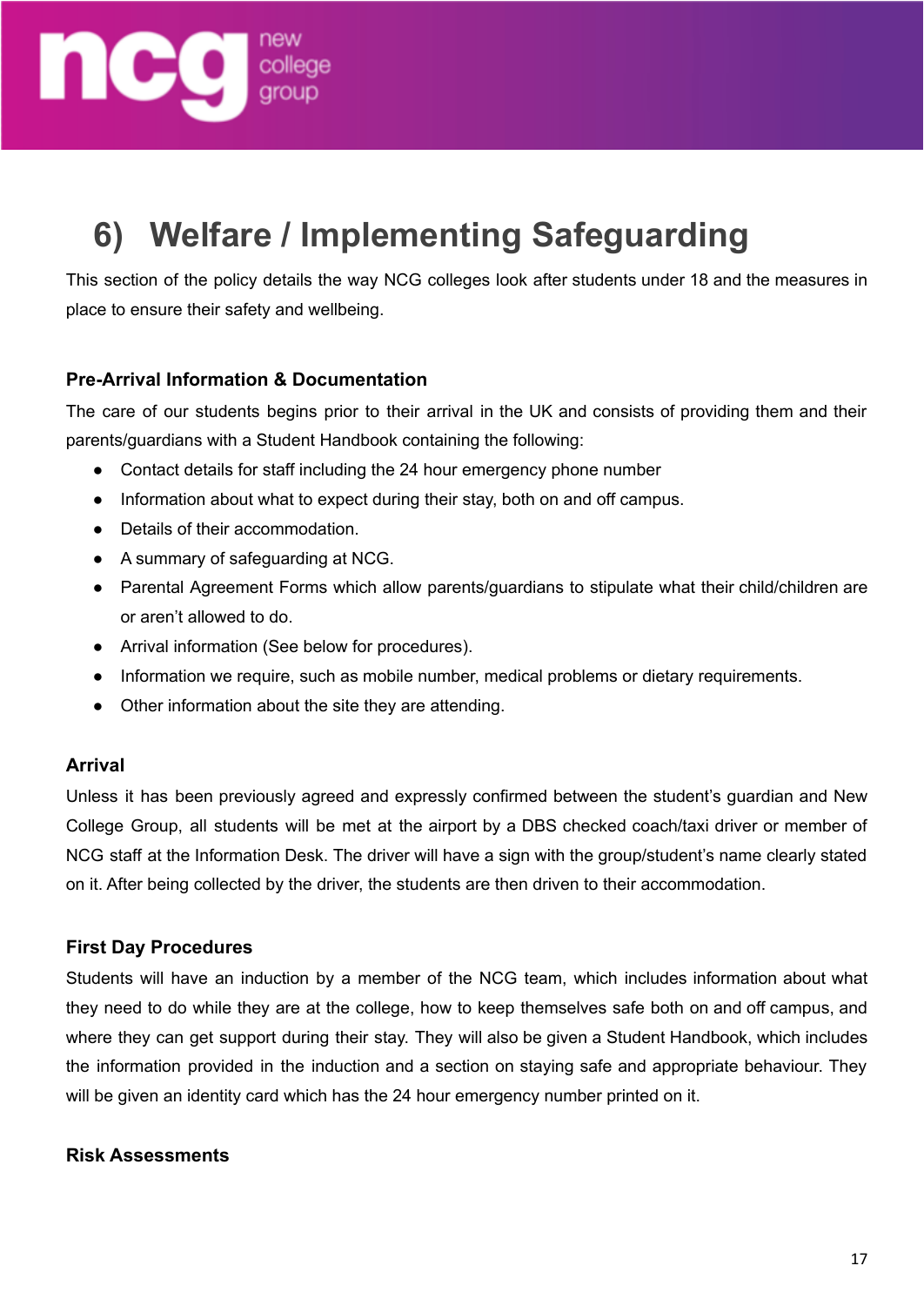# 6) Welfare / Implementing Safeguarding

This section of the policy details the way NCG colleges look after students under 18 and the measures in place to ensure their safety and wellbeing.

### Pre-Arrival Information & Documentation

The care of our students begins prior to their arrival in the UK and consists of providing them and their parents/guardians with a Student Handbook containing the following:

- Contact details for staff including the 24 hour emergency phone number
- Information about what to expect during their stay, both on and off campus.
- Details of their accommodation.
- A summary of safeguarding at NCG.
- Parental Agreement Forms which allow parents/guardians to stipulate what their child/children are or aren't allowed to do.
- Arrival information (See below for procedures).
- Information we require, such as mobile number, medical problems or dietary requirements.
- Other information about the site they are attending.

### Arrival

Unless it has been previously agreed and expressly confirmed between the student's guardian and New College Group, all students will be met at the airport by a DBS checked coach/taxi driver or member of NCG staff at the Information Desk. The driver will have a sign with the group/student's name clearly stated on it. After being collected by the driver, the students are then driven to their accommodation.

### First Day Procedures

Students will have an induction by a member of the NCG team, which includes information about what they need to do while they are at the college, how to keep themselves safe both on and off campus, and where they can get support during their stay. They will also be given a Student Handbook, which includes the information provided in the induction and a section on staying safe and appropriate behaviour. They will be given an identity card which has the 24 hour emergency number printed on it.

### Risk Assessments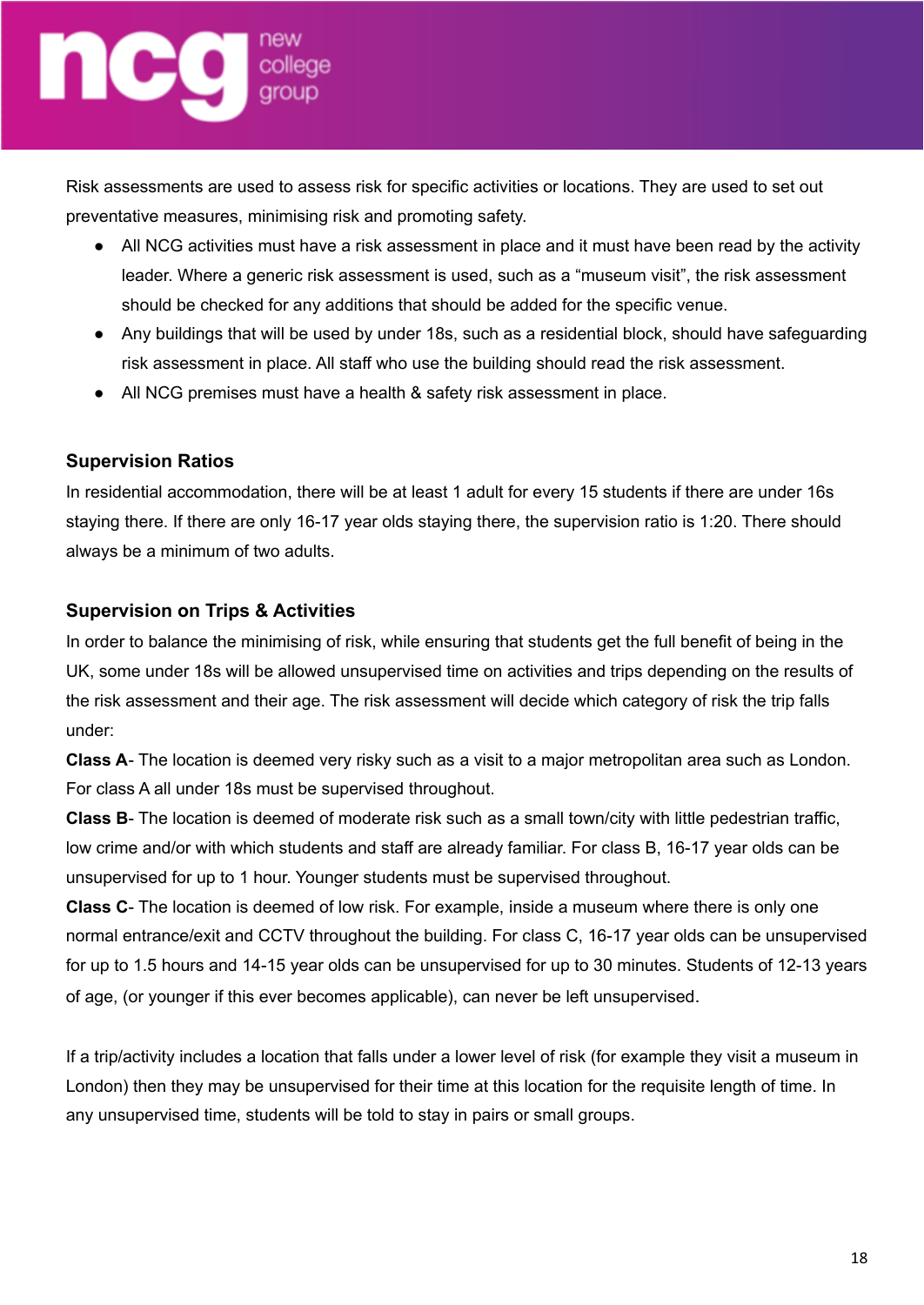Risk assessments are used to assess risk for specific activities or locations. They are used to set out preventative measures, minimising risk and promoting safety.

- All NCG activities must have a risk assessment in place and it must have been read by the activity leader. Where a generic risk assessment is used, such as a "museum visit", the risk assessment should be checked for any additions that should be added for the specific venue.
- Any buildings that will be used by under 18s, such as a residential block, should have safeguarding risk assessment in place. All staff who use the building should read the risk assessment.
- All NCG premises must have a health & safety risk assessment in place.

### Supervision Ratios

In residential accommodation, there will be at least 1 adult for every 15 students if there are under 16s staying there. If there are only 16-17 year olds staying there, the supervision ratio is 1:20. There should always be a minimum of two adults.

### Supervision on Trips & Activities

In order to balance the minimising of risk, while ensuring that students get the full benefit of being in the UK, some under 18s will be allowed unsupervised time on activities and trips depending on the results of the risk assessment and their age. The risk assessment will decide which category of risk the trip falls under:

**Class A**- The location is deemed very risky such as a visit to a major metropolitan area such as London. For class A all under 18s must be supervised throughout.

**Class B**- The location is deemed of moderate risk such as a small town/city with little pedestrian traffic, low crime and/or with which students and staff are already familiar. For class B, 16-17 year olds can be unsupervised for up to 1 hour. Younger students must be supervised throughout.

**Class C**- The location is deemed of low risk. For example, inside a museum where there is only one normal entrance/exit and CCTV throughout the building. For class C, 16-17 year olds can be unsupervised for up to 1.5 hours and 14-15 year olds can be unsupervised for up to 30 minutes. Students of 12-13 years of age, (or younger if this ever becomes applicable), can never be left unsupervised.

If a trip/activity includes a location that falls under a lower level of risk (for example they visit a museum in London) then they may be unsupervised for their time at this location for the requisite length of time. In any unsupervised time, students will be told to stay in pairs or small groups.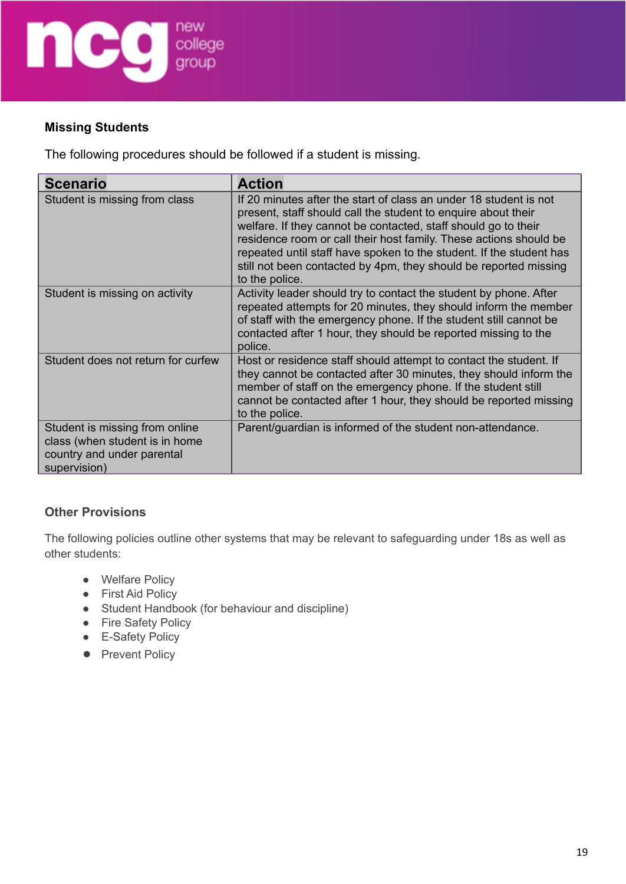**Missing Students**

The following procedures should be followed if a student is missing.

| Scenario | Action |
| --- | --- |
| Student is missing from class | If 20 minutes after the start of class an under 18 student is not present, staff should call the student to enquire about their welfare. If they cannot be contacted, staff should go to their residence room or call their host family. These actions should be repeated until staff have spoken to the student. If the student has still not been contacted by 4pm, they should be reported missing to the police. |
| Student is missing on activity | Activity leader should try to contact the student by phone. After repeated attempts for 20 minutes, they should inform the member of staff with the emergency phone. If the student still cannot be contacted after 1 hour, they should be reported missing to the police. |
| Student does not return for curfew | Host or residence staff should attempt to contact the student. If they cannot be contacted after 30 minutes, they should inform the member of staff on the emergency phone. If the student still cannot be contacted after 1 hour, they should be reported missing to the police. |
| Student is missing from online class (when student is in home country and under parental supervision) | Parent/guardian is informed of the student non-attendance. |

**Other Provisions**

The following policies outline other systems that may be relevant to safeguarding under 18s as well as other students:

- Welfare Policy
- First Aid Policy
- Student Handbook (for behaviour and discipline)
- Fire Safety Policy
- E-Safety Policy
- Prevent Policy